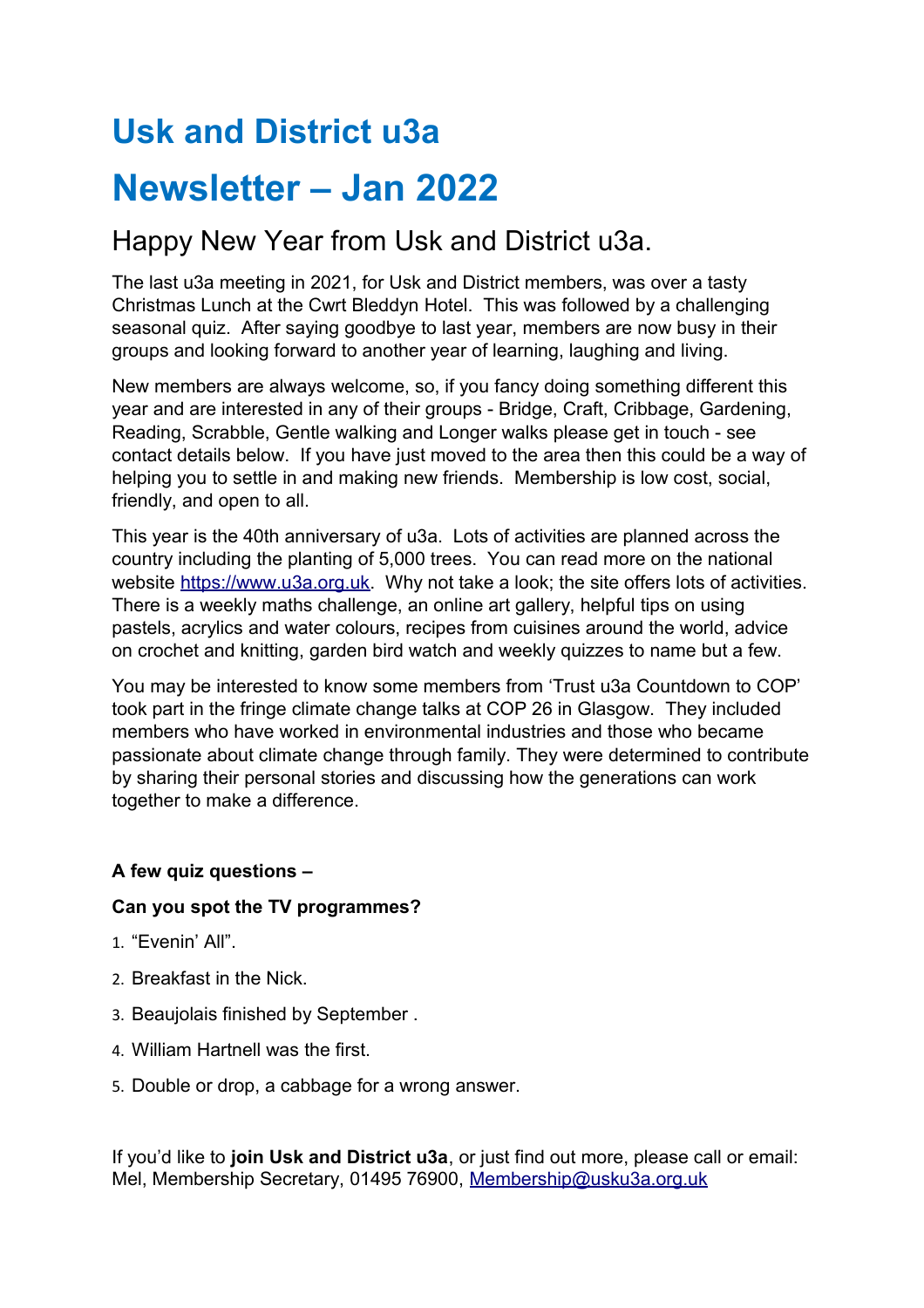# Usk and District u3a

# Newsletter – Jan 2022

## Happy New Year from Usk and District u3a.

The last u3a meeting in 2021, for Usk and District members, was over a tasty Christmas Lunch at the Cwrt Bleddyn Hotel. This was followed by a challenging seasonal quiz. After saying goodbye to last year, members are now busy in their groups and looking forward to another year of learning, laughing and living.

New members are always welcome, so, if you fancy doing something different this year and are interested in any of their groups - Bridge, Craft, Cribbage, Gardening, Reading, Scrabble, Gentle walking and Longer walks please get in touch - see contact details below. If you have just moved to the area then this could be a way of helping you to settle in and making new friends. Membership is low cost, social, friendly, and open to all.

This year is the 40th anniversary of u3a. Lots of activities are planned across the country including the planting of 5,000 trees. You can read more on the national website https://www.u3a.org.uk. Why not take a look; the site offers lots of activities. There is a weekly maths challenge, an online art gallery, helpful tips on using pastels, acrylics and water colours, recipes from cuisines around the world, advice on crochet and knitting, garden bird watch and weekly quizzes to name but a few.

You may be interested to know some members from 'Trust u3a Countdown to COP' took part in the fringe climate change talks at COP 26 in Glasgow. They included members who have worked in environmental industries and those who became passionate about climate change through family. They were determined to contribute by sharing their personal stories and discussing how the generations can work together to make a difference.

**A few quiz questions –**

**Can you spot the TV programmes?**

1. "Evenin' All".
2. Breakfast in the Nick.
3. Beaujolais finished by September .
4. William Hartnell was the first.
5. Double or drop, a cabbage for a wrong answer.

If you'd like to **join Usk and District u3a**, or just find out more, please call or email: Mel, Membership Secretary, 01495 76900, Membership@usku3a.org.uk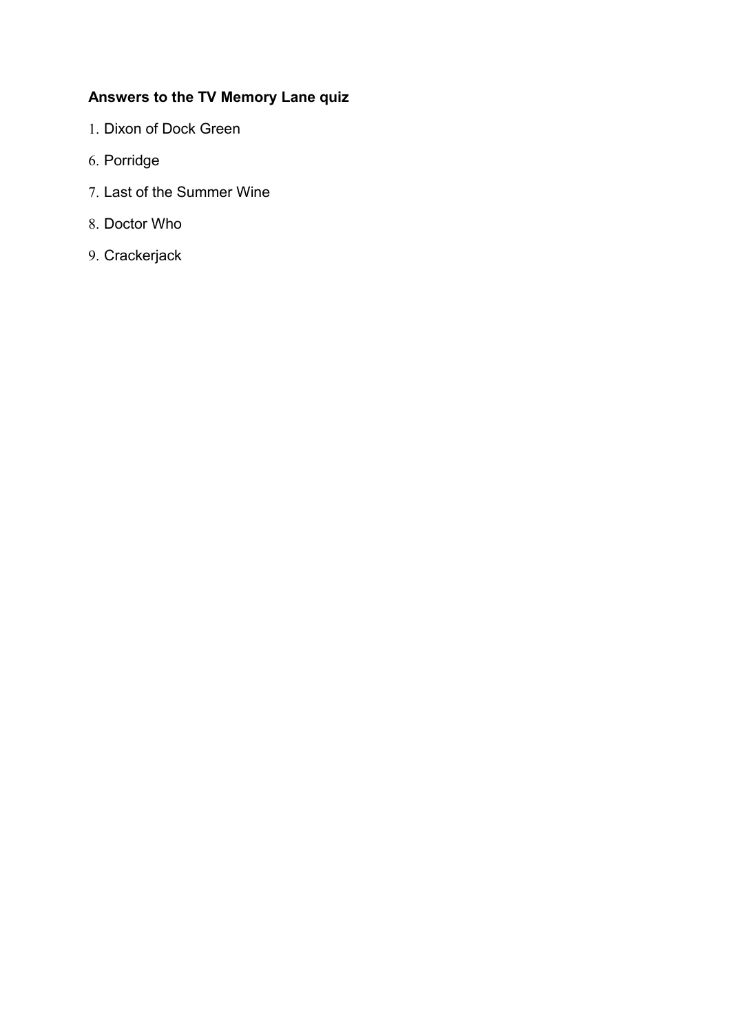**Answers to the TV Memory Lane quiz**

1. Dixon of Dock Green

6. Porridge

7. Last of the Summer Wine

8. Doctor Who

9. Crackerjack